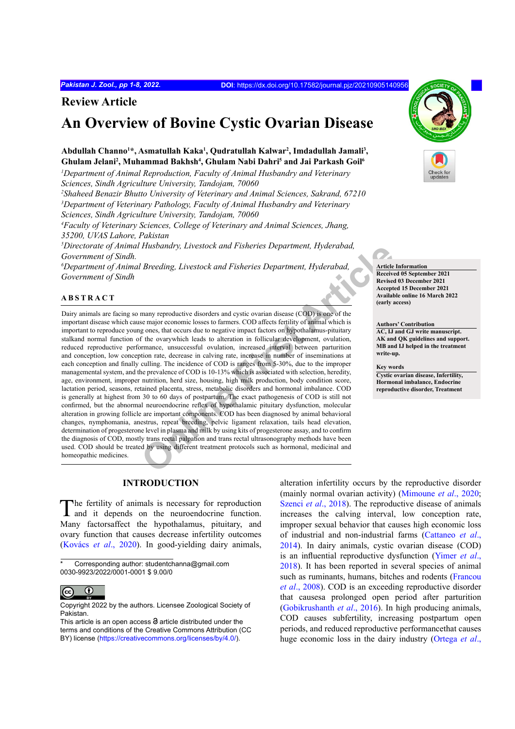Review Article

# An Overview of Bovine Cystic Ovarian Disease

**Abdullah Channo[1]*, Asmatullah Kaka[1], Qudratullah Kalwar[2], Imdadullah Jamali[3], Ghulam Jelani[2], Muhammad Bakhsh[4], Ghulam Nabi Dahri[5] and Jai Parkash Goil[6]**

[1]*Department of Animal Reproduction, Faculty of Animal Husbandry and Veterinary Sciences, Sindh Agriculture University, Tandojam, 70060*
[2]*Shaheed Benazir Bhutto University of Veterinary and Animal Sciences, Sakrand, 67210*
[3]*Department of Veterinary Pathology, Faculty of Animal Husbandry and Veterinary Sciences, Sindh Agriculture University, Tandojam, 70060*
[4]*Faculty of Veterinary Sciences, College of Veterinary and Animal Sciences, Jhang, 35200, UVAS Lahore, Pakistan*
[5]*Directorate of Animal Husbandry, Livestock and Fisheries Department, Hyderabad, Government of Sindh.*
[6]*Department of Animal Breeding, Livestock and Fisheries Department, Hyderabad, Government of Sindh*

**Article Information**
Received 05 September 2021
Revised 03 December 2021
Accepted 15 December 2021
Available online 16 March 2022
(early access)

**Authors' Contribution**
AC, IJ and GJ write manuscript. AK and QK guidelines and support. MB and IJ helped in the treatment write-up.

**Key words**
Cystic ovarian disease, Infertility, Hormonal imbalance, Endocrine reproductive disorder, Treatment

## ABSTRACT

Dairy animals are facing so many reproductive disorders and cystic ovarian disease (COD) is one of the important disease which cause major economic losses to farmers. COD affects fertility of animal which is important to reproduce young ones, that occurs due to negative impact factors on hypothalamus-pituitary stalkand normal function of the ovarywhich leads to alteration in follicular development, ovulation, reduced reproductive performance, unsuccessful ovulation, increased interval between parturition and conception, low conception rate, decrease in calving rate, increase in number of inseminations at each conception and finally culling. The incidence of COD is ranges from 5-30%, due to the improper managemental system, and the prevalence of COD is 10-13% which is associated with selection, heredity, age, environment, improper nutrition, herd size, housing, high milk production, body condition score, lactation period, seasons, retained placenta, stress, metabolic disorders and hormonal imbalance. COD is generally at highest from 30 to 60 days of postpartum. The exact pathogenesis of COD is still not confirmed, but the abnormal neuroendocrine reflex of hypothalamic pituitary dysfunction, molecular alteration in growing follicle are important components. COD has been diagnosed by animal behavioral changes, nymphomania, anestrus, repeat breeding, pelvic ligament relaxation, tails head elevation, determination of progesterone level in plasma and milk by using kits of progesterone assay, and to confirm the diagnosis of COD, mostly trans rectal palpation and trans rectal ultrasonography methods have been used. COD should be treated by using different treatment protocols such as hormonal, medicinal and homeopathic medicines.

## INTRODUCTION

The fertility of animals is necessary for reproduction and it depends on the neuroendocrine function. Many factorsaffect the hypothalamus, pituitary, and ovary function that cause decrease infertility outcomes (Kovács *et al*., 2020). In good-yielding dairy animals, alteration infertility occurs by the reproductive disorder (mainly normal ovarian activity) (Mimoune *et al*., 2020; Szenci *et al*., 2018). The reproductive disease of animals increases the calving interval, low conception rate, improper sexual behavior that causes high economic loss of industrial and non-industrial farms (Cattaneo *et al*., 2014). In dairy animals, cystic ovarian disease (COD) is an influential reproductive dysfunction (Yimer *et al*., 2018). It has been reported in several species of animal such as ruminants, humans, bitches and rodents (Francou *et al*., 2008). COD is an exceeding reproductive disorder that causesa prolonged open period after parturition (Gobikrushanth *et al*., 2016). In high producing animals, COD causes subfertility, increasing postpartum open periods, and reduced reproductive performancethat causes huge economic loss in the dairy industry (Ortega *et al*.,

\* Corresponding author: studentchanna@gmail.com
0030-9923/2022/0001-0001 $ 9.00/0

Copyright 2022 by the authors. Licensee Zoological Society of Pakistan.
This article is an open access article distributed under the terms and conditions of the Creative Commons Attribution (CC BY) license (https://creativecommons.org/licenses/by/4.0/).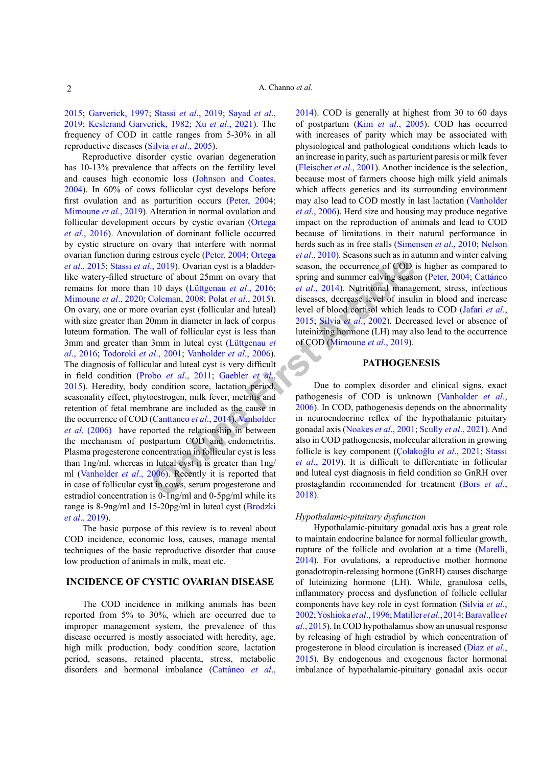2015; Garverick, 1997; Stassi *et al*., 2019; Sayad *et al*., 2019; Keslerand Garverick, 1982; Xu *et al*., 2021). The frequency of COD in cattle ranges from 5-30% in all reproductive diseases (Silvia *et al*., 2005).

Reproductive disorder cystic ovarian degeneration has 10-13% prevalence that affects on the fertility level and causes high economic loss (Johnson and Coates, 2004). In 60% of cows follicular cyst develops before first ovulation and as parturition occurs (Peter, 2004; Mimoune *et al*., 2019). Alteration in normal ovulation and follicular development occurs by cystic ovarian (Ortega *et al*., 2016). Anovulation of dominant follicle occurred by cystic structure on ovary that interfere with normal ovarian function during estrous cycle (Peter, 2004; Ortega *et al*., 2015; Stassi *et al*., 2019). Ovarian cyst is a bladder-like watery-filled structure of about 25mm on ovary that remains for more than 10 days (Lüttgenau *et al*., 2016; Mimoune *et al*., 2020; Coleman, 2008; Polat *et al*., 2015). On ovary, one or more ovarian cyst (follicular and luteal) with size greater than 20mm in diameter in lack of corpus luteum formation. The wall of follicular cyst is less than 3mm and greater than 3mm in luteal cyst (Lüttgenau *et al*., 2016; Todoroki *et al*., 2001; Vanholder *et al*., 2006). The diagnosis of follicular and luteal cyst is very difficult in field condition (Probo *et al*., 2011; Gaebler *et al*., 2015). Heredity, body condition score, lactation period, seasonality effect, phytoestrogen, milk fever, metritis and retention of fetal membrane are included as the cause in the occurrence of COD (Canttaneo *et al*., 2014). Vanholder *et al*. (2006) have reported the relationship in between the mechanism of postpartum COD and endometritis. Plasma progesterone concentration in follicular cyst is less than 1ng/ml, whereas in luteal cyst it is greater than 1ng/ml (Vanholder *et al*., 2006). Recently it is reported that in case of follicular cyst in cows, serum progesterone and estradiol concentration is 0-1ng/ml and 0-5pg/ml while its range is 8-9ng/ml and 15-20pg/ml in luteal cyst (Brodzki *et al*., 2019).

The basic purpose of this review is to reveal about COD incidence, economic loss, causes, manage mental techniques of the basic reproductive disorder that cause low production of animals in milk, meat etc.

## INCIDENCE OF CYSTIC OVARIAN DISEASE

The COD incidence in milking animals has been reported from 5% to 30%, which are occurred due to improper management system, the prevalence of this disease occurred is mostly associated with heredity, age, high milk production, body condition score, lactation period, seasons, retained placenta, stress, metabolic disorders and hormonal imbalance (Cattáneo *et al*., 2014). COD is generally at highest from 30 to 60 days of postpartum (Kim *et al*., 2005). COD has occurred with increases of parity which may be associated with physiological and pathological conditions which leads to an increase in parity, such as parturient paresis or milk fever (Fleischer *et al*., 2001). Another incidence is the selection, because most of farmers choose high milk yield animals which affects genetics and its surrounding environment may also lead to COD mostly in last lactation (Vanholder *et al*., 2006). Herd size and housing may produce negative impact on the reproduction of animals and lead to COD because of limitations in their natural performance in herds such as in free stalls (Simensen *et al*., 2010; Nelson *et al*., 2010). Seasons such as in autumn and winter calving season, the occurrence of COD is higher as compared to spring and summer calving season (Peter, 2004; Cattáneo *et al*., 2014). Nutritional management, stress, infectious diseases, decrease level of insulin in blood and increase level of blood cortisol which leads to COD (Jafari *et al*., 2015; Silvia *et al*., 2002). Decreased level or absence of luteinizing hormone (LH) may also lead to the occurrence of COD (Mimoune *et al*., 2019).

## PATHOGENESIS

Due to complex disorder and clinical signs, exact pathogenesis of COD is unknown (Vanholder *et al*., 2006). In COD, pathogenesis depends on the abnormality in neuroendocrine reflex of the hypothalamic pituitary gonadal axis (Noakes *et al*., 2001; Scully *et al*., 2021). And also in COD pathogenesis, molecular alteration in growing follicle is key component (Çolakoğlu *et al*., 2021; Stassi *et al*., 2019). It is difficult to differentiate in follicular and luteal cyst diagnosis in field condition so GnRH over prostaglandin recommended for treatment (Bors *et al*., 2018).

### *Hypothalamic-pituitary dysfunction*

Hypothalamic-pituitary gonadal axis has a great role to maintain endocrine balance for normal follicular growth, rupture of the follicle and ovulation at a time (Marelli, 2014). For ovulations, a reproductive mother hormone gonadotropin-releasing hormone (GnRH) causes discharge of luteinizing hormone (LH). While, granulosa cells, inflammatory process and dysfunction of follicle cellular components have key role in cyst formation (Silvia *et al*., 2002; Yoshioka *et al*., 1996; Matiller *et al*., 2014; Baravalle *et al*., 2015). In COD hypothalamus show an unusual response by releasing of high estradiol by which concentration of progesterone in blood circulation is increased (Diaz *et al*., 2015). By endogenous and exogenous factor hormonal imbalance of hypothalamic-pituitary gonadal axis occur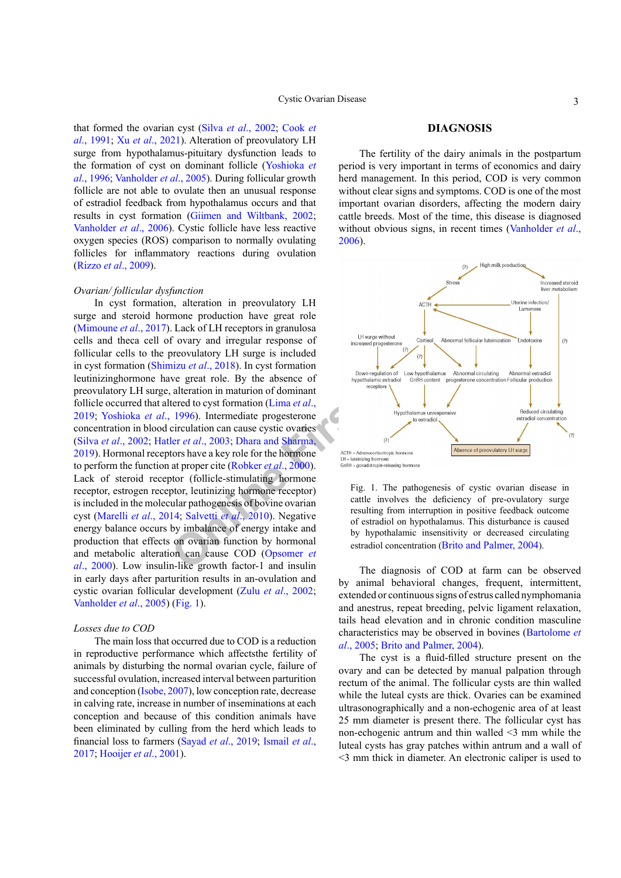that formed the ovarian cyst (Silva *et al*., 2002; Cook *et al*., 1991; Xu *et al*., 2021). Alteration of preovulatory LH surge from hypothalamus-pituitary dysfunction leads to the formation of cyst on dominant follicle (Yoshioka *et al*., 1996; Vanholder *et al*., 2005). During follicular growth follicle are not able to ovulate then an unusual response of estradiol feedback from hypothalamus occurs and that results in cyst formation (Giimen and Wiltbank, 2002; Vanholder *et al*., 2006). Cystic follicle have less reactive oxygen species (ROS) comparison to normally ovulating follicles for inflammatory reactions during ovulation (Rizzo *et al*., 2009).

*Ovarian/ follicular dysfunction*

In cyst formation, alteration in preovulatory LH surge and steroid hormone have great role (Mimoune *et al*., 2017). Lack of LH receptors in granulosa cells and theca cell of ovary and irregular response of follicular cells to the preovulatory LH surge is included in cyst formation (Shimizu *et al*., 2018). In cyst formation leutinizinghormone have great role. By the absence of preovulatory LH surge, alteration in maturion of dominant follicle occurred that altered to cyst formation (Lima *et al*., 2019; Yoshioka *et al*., 1996). Intermediate progesterone concentration in blood circulation can cause cystic ovaries (Silva *et al*., 2002; Hatler *et al*., 2003; Dhara and Sharma, 2019). Hormonal receptors have a key role for the hormone to perform the function at proper cite (Robker *et al*., 2000). Lack of steroid receptor (follicle-stimulating hormone receptor, estrogen receptor, leutinizing hormone receptor) is included in the molecular pathogenesis of bovine ovarian cyst (Marelli *et al*., 2014; Salvetti *et al*., 2010). Negative energy balance occurs by imbalance of energy intake and production that effects on ovarian function by hormonal and metabolic alteration can cause COD (Opsomer *et al*., 2000). Low insulin-like growth factor-1 and insulin in early days after parturition results in an-ovulation and cystic ovarian follicular development (Zulu *et al*., 2002; Vanholder *et al*., 2005) (Fig. 1).

*Losses due to COD*

The main loss that occurred due to COD is a reduction in reproductive performance which affectsthe fertility of animals by disturbing the normal ovarian cycle, failure of successful ovulation, increased interval between parturition and conception (Isobe, 2007), low conception rate, decrease in calving rate, increase in number of inseminations at each conception and because of this condition animals have been eliminated by culling from the herd which leads to financial loss to farmers (Sayad *et al*., 2019; Ismail *et al*., 2017; Hooijer *et al*., 2001).

## DIAGNOSIS

The fertility of the dairy animals in the postpartum period is very important in terms of economics and dairy herd management. In this period, COD is very common without clear signs and symptoms. COD is one of the most important ovarian disorders, affecting the modern dairy cattle breeds. Most of the time, this disease is diagnosed without obvious signs, in recent times (Vanholder *et al*., 2006).

Fig. 1. The pathogenesis of cystic ovarian disease in cattle involves the deficiency of pre-ovulatory surge resulting from interruption in positive feedback outcome of estradiol on hypothalamus. This disturbance is caused by hypothalamic insensitivity or decreased circulating estradiol concentration (Brito and Palmer, 2004).

The diagnosis of COD at farm can be observed by animal behavioral changes, frequent, intermittent, extended or continuous signs of estrus called nymphomania and anestrus, repeat breeding, pelvic ligament relaxation, tails head elevation and in chronic condition masculine characteristics may be observed in bovines (Bartolome *et al*., 2005; Brito and Palmer, 2004).

The cyst is a fluid-filled structure present on the ovary and can be detected by manual palpation through rectum of the animal. The follicular cysts are thin walled while the luteal cysts are thick. Ovaries can be examined ultrasonographically and a non-echogenic area of at least 25 mm diameter is present there. The follicular cyst has non-echogenic antrum and thin walled <3 mm while the luteal cysts has gray patches within antrum and a wall of <3 mm thick in diameter. An electronic caliper is used to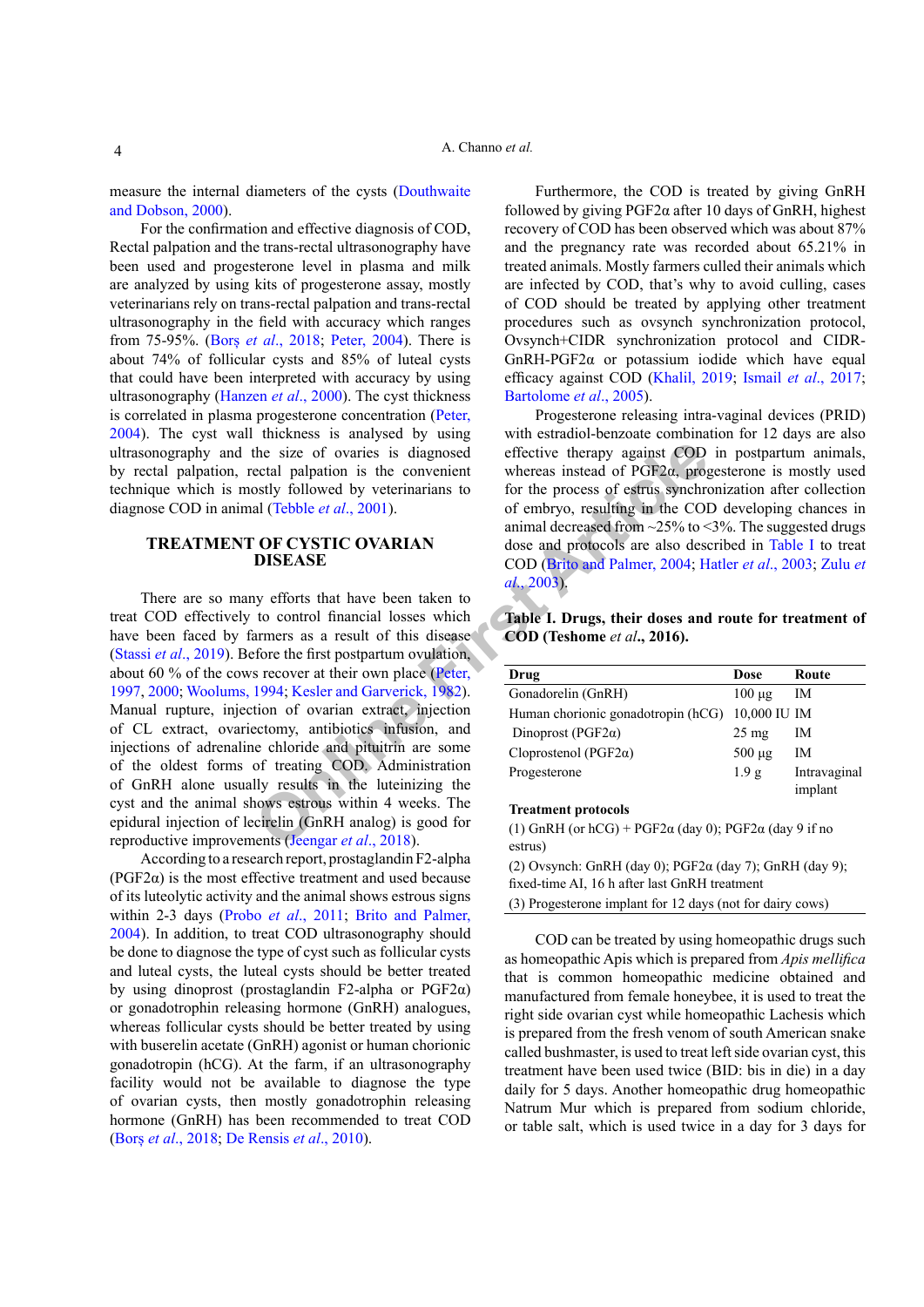measure the internal diameters of the cysts (Douthwaite and Dobson, 2000).

For the confirmation and effective diagnosis of COD, Rectal palpation and the trans-rectal ultrasonography have been used and progesterone level in plasma and milk are analyzed by using kits of progesterone assay, mostly veterinarians rely on trans-rectal palpation and trans-rectal ultrasonography in the field with accuracy which ranges from 75-95%. (Borş *et al*., 2018; Peter, 2004). There is about 74% of follicular cysts and 85% of luteal cysts that could have been interpreted with accuracy by using ultrasonography (Hanzen *et al*., 2000). The cyst thickness is correlated in plasma progesterone concentration (Peter, 2004). The cyst wall thickness is analysed by using ultrasonography and the size of ovaries is diagnosed by rectal palpation, rectal palpation is the convenient technique which is mostly followed by veterinarians to diagnose COD in animal (Tebble *et al*., 2001).

## TREATMENT OF CYSTIC OVARIAN DISEASE

There are so many efforts that have been taken to treat COD effectively to control financial losses which have been faced by farmers as a result of this disease (Stassi *et al*., 2019). Before the first postpartum ovulation, about 60 % of the cows recover at their own place (Peter, 1997, 2000; Woolums, 1994; Kesler and Garverick, 1982). Manual rupture, injection of ovarian extract, injection of CL extract, ovariectomy, antibiotics infusion, and injections of adrenaline chloride and pituitrin are some of the oldest forms of treating COD. Administration of GnRH alone usually results in the luteinizing the cyst and the animal shows estrous within 4 weeks. The epidural injection of lecirelin (GnRH analog) is good for reproductive improvements (Jeengar *et al*., 2018).

According to a research report, prostaglandin F2-alpha (PGF2α) is the most effective treatment and used because of its luteolytic activity and the animal shows estrous signs within 2-3 days (Probo *et al*., 2011; Brito and Palmer, 2004). In addition, to treat COD ultrasonography should be done to diagnose the type of cyst such as follicular cysts and luteal cysts, the luteal cysts should be better treated by using dinoprost (prostaglandin F2-alpha or PGF2α) or gonadotrophin releasing hormone (GnRH) analogues, whereas follicular cysts should be better treated by using with buserelin acetate (GnRH) agonist or human chorionic gonadotropin (hCG). At the farm, if an ultrasonography facility would not be available to diagnose the type of ovarian cysts, then mostly gonadotrophin releasing hormone (GnRH) has been recommended to treat COD (Borş *et al*., 2018; De Rensis *et al*., 2010).

Furthermore, the COD is treated by giving GnRH followed by giving PGF2α after 10 days of GnRH, highest recovery of COD has been observed which was about 87% and the pregnancy rate was recorded about 65.21% in treated animals. Mostly farmers culled their animals which are infected by COD, that's why to avoid culling, cases of COD should be treated by applying other treatment procedures such as ovsynch synchronization protocol, Ovsynch+CIDR synchronization protocol and CIDR-GnRH-PGF2α or potassium iodide which have equal efficacy against COD (Khalil, 2019; Ismail *et al*., 2017; Bartolome *et al*., 2005).

Progesterone releasing intra-vaginal devices (PRID) with estradiol-benzoate combination for 12 days are also effective therapy against COD in postpartum animals, whereas instead of PGF2α, progesterone is mostly used for the process of estrus synchronization after collection of embryo, resulting in the COD developing chances in animal decreased from ~25% to <3%. The suggested drugs dose and protocols are also described in Table I to treat COD (Brito and Palmer, 2004; Hatler *et al*., 2003; Zulu *et al*., 2003).

**Table I. Drugs, their doses and route for treatment of COD (Teshome *et al*., 2016).**

| Drug | Dose | Route |
|---|---|---|
| Gonadorelin (GnRH) | 100 µg | IM |
| Human chorionic gonadotropin (hCG) | 10,000 IU | IM |
| Dinoprost (PGF2α) | 25 mg | IM |
| Cloprostenol (PGF2α) | 500 µg | IM |
| Progesterone | 1.9 g | Intravaginal implant |
| **Treatment protocols** | | |
| (1) GnRH (or hCG) + PGF2α (day 0); PGF2α (day 9 if no estrus) | | |
| (2) Ovsynch: GnRH (day 0); PGF2α (day 7); GnRH (day 9); fixed-time AI, 16 h after last GnRH treatment | | |
| (3) Progesterone implant for 12 days (not for dairy cows) | | |

COD can be treated by using homeopathic drugs such as homeopathic Apis which is prepared from *Apis mellifica* that is common homeopathic medicine obtained and manufactured from female honeybee, it is used to treat the right side ovarian cyst while homeopathic Lachesis which is prepared from the fresh venom of south American snake called bushmaster, is used to treat left side ovarian cyst, this treatment have been used twice (BID: bis in die) in a day daily for 5 days. Another homeopathic drug homeopathic Natrum Mur which is prepared from sodium chloride, or table salt, which is used twice in a day for 3 days for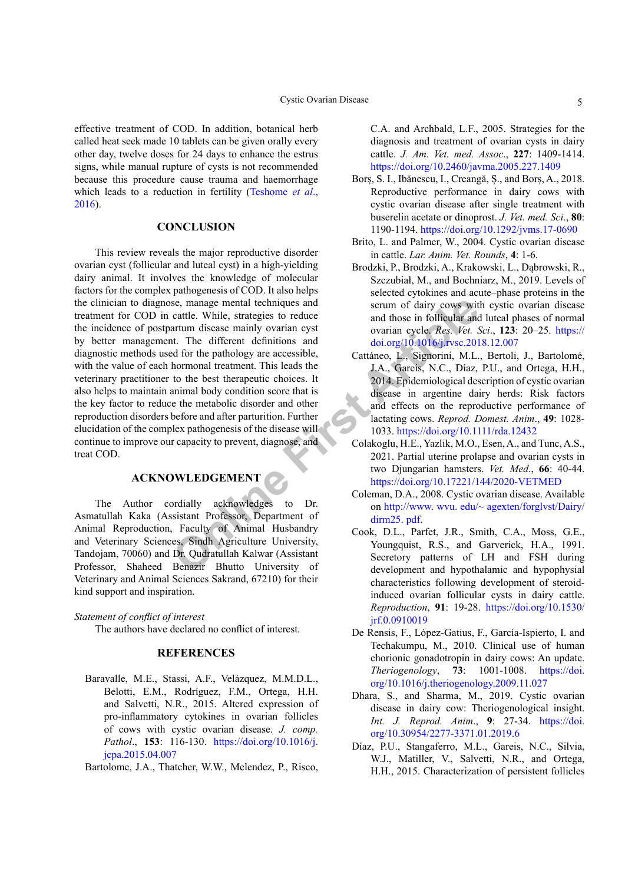effective treatment of COD. In addition, botanical herb called heat seek made 10 tablets can be given orally every other day, twelve doses for 24 days to enhance the estrus signs, while manual rupture of cysts is not recommended because this procedure cause trauma and haemorrhage which leads to a reduction in fertility (Teshome *et al*., 2016).

## CONCLUSION

This review reveals the major reproductive disorder ovarian cyst (follicular and luteal cyst) in a high-yielding dairy animal. It involves the knowledge of molecular factors for the complex pathogenesis of COD. It also helps the clinician to diagnose, manage mental techniques and treatment for COD in cattle. While, strategies to reduce the incidence of postpartum disease mainly ovarian cyst by better management. The different definitions and diagnostic methods used for the pathology are accessible, with the value of each hormonal treatment. This leads the veterinary practitioner to the best therapeutic choices. It also helps to maintain animal body condition score that is the key factor to reduce the metabolic disorder and other reproduction disorders before and after parturition. Further elucidation of the complex pathogenesis of the disease will continue to improve our capacity to prevent, diagnose, and treat COD.

## ACKNOWLEDGEMENT

The Author cordially acknowledges to Dr. Asmatullah Kaka (Assistant Professor, Department of Animal Reproduction, Faculty of Animal Husbandry and Veterinary Sciences, Sindh Agriculture University, Tandojam, 70060) and Dr. Qudratullah Kalwar (Assistant Professor, Shaheed Benazir Bhutto University of Veterinary and Animal Sciences Sakrand, 67210) for their kind support and inspiration.

*Statement of conflict of interest*

The authors have declared no conflict of interest.

## REFERENCES

Baravalle, M.E., Stassi, A.F., Velázquez, M.M.D.L., Belotti, E.M., Rodríguez, F.M., Ortega, H.H. and Salvetti, N.R., 2015. Altered expression of pro-inflammatory cytokines in ovarian follicles of cows with cystic ovarian disease. *J. comp. Pathol*., **153**: 116-130. https://doi.org/10.1016/j.jcpa.2015.04.007

Bartolome, J.A., Thatcher, W.W., Melendez, P., Risco, C.A. and Archbald, L.F., 2005. Strategies for the diagnosis and treatment of ovarian cysts in dairy cattle. *J. Am. Vet. med. Assoc*., **227**: 1409-1414. https://doi.org/10.2460/javma.2005.227.1409

Borș, S. I., Ibănescu, I., Creangă, Ș., and Borș, A., 2018. Reproductive performance in dairy cows with cystic ovarian disease after single treatment with buserelin acetate or dinoprost. *J. Vet. med. Sci*., **80**: 1190-1194. https://doi.org/10.1292/jvms.17-0690

Brito, L. and Palmer, W., 2004. Cystic ovarian disease in cattle. *Lar. Anim. Vet. Rounds*, **4**: 1-6.

Brodzki, P., Brodzki, A., Krakowski, L., Dąbrowski, R., Szczubiał, M., and Bochniarz, M., 2019. Levels of selected cytokines and acute–phase proteins in the serum of dairy cows with cystic ovarian disease and those in follicular and luteal phases of normal ovarian cycle. *Res. Vet. Sci*., **123**: 20–25. https://doi.org/10.1016/j.rvsc.2018.12.007

Cattáneo, L., Signorini, M.L., Bertoli, J., Bartolomé, J.A., Gareis, N.C., Díaz, P.U., and Ortega, H.H., 2014. Epidemiological description of cystic ovarian disease in argentine dairy herds: Risk factors and effects on the reproductive performance of lactating cows. *Reprod. Domest. Anim*., **49**: 1028-1033. https://doi.org/10.1111/rda.12432

Colakoglu, H.E., Yazlik, M.O., Esen, A., and Tunc, A.S., 2021. Partial uterine prolapse and ovarian cysts in two Djungarian hamsters. *Vet. Med*., **66**: 40-44. https://doi.org/10.17221/144/2020-VETMED

Coleman, D.A., 2008. Cystic ovarian disease. Available on http://www. wvu. edu/~ agexten/forglvst/Dairy/dirm25. pdf.

Cook, D.L., Parfet, J.R., Smith, C.A., Moss, G.E., Youngquist, R.S., and Garverick, H.A., 1991. Secretory patterns of LH and FSH during development and hypothalamic and hypophysial characteristics following development of steroid-induced ovarian follicular cysts in dairy cattle. *Reproduction*, **91**: 19-28. https://doi.org/10.1530/jrf.0.0910019

De Rensis, F., López-Gatius, F., García-Ispierto, I. and Techakumpu, M., 2010. Clinical use of human chorionic gonadotropin in dairy cows: An update. *Theriogenology*, **73**: 1001-1008. https://doi.org/10.1016/j.theriogenology.2009.11.027

Dhara, S., and Sharma, M., 2019. Cystic ovarian disease in dairy cow: Theriogenological insight. *Int. J. Reprod. Anim*., **9**: 27-34. https://doi.org/10.30954/2277-3371.01.2019.6

Díaz, P.U., Stangaferro, M.L., Gareis, N.C., Silvia, W.J., Matiller, V., Salvetti, N.R., and Ortega, H.H., 2015. Characterization of persistent follicles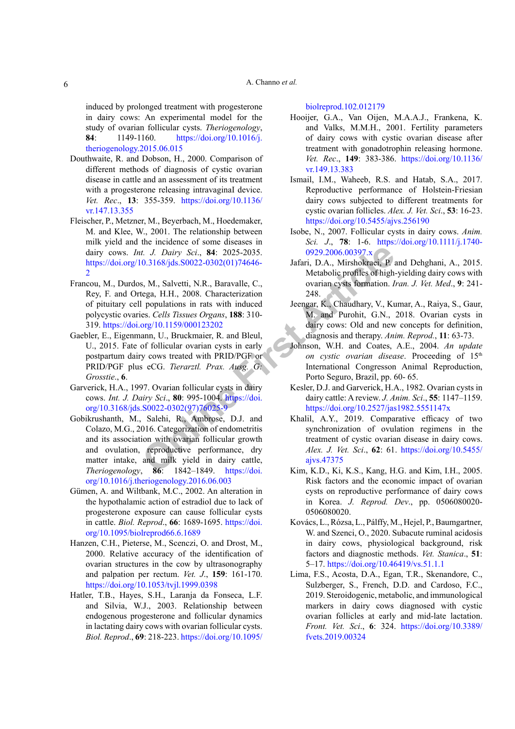induced by prolonged treatment with progesterone in dairy cows: An experimental model for the study of ovarian follicular cysts. *Theriogenology*, **84**: 1149-1160. https://doi.org/10.1016/j.theriogenology.2015.06.015

Douthwaite, R. and Dobson, H., 2000. Comparison of different methods of diagnosis of cystic ovarian disease in cattle and an assessment of its treatment with a progesterone releasing intravaginal device. *Vet. Rec*., **13**: 355-359. https://doi.org/10.1136/vr.147.13.355

Fleischer, P., Metzner, M., Beyerbach, M., Hoedemaker, M. and Klee, W., 2001. The relationship between milk yield and the incidence of some diseases in dairy cows. *Int. J. Dairy Sci*., **84**: 2025-2035. https://doi.org/10.3168/jds.S0022-0302(01)74646-2

Francou, M., Durdos, M., Salvetti, N.R., Baravalle, C., Rey, F. and Ortega, H.H., 2008. Characterization of pituitary cell populations in rats with induced polycystic ovaries. *Cells Tissues Organs*, **188**: 310-319. https://doi.org/10.1159/000123202

Gaebler, E., Eigenmann, U., Bruckmaier, R. and Bleul, U., 2015. Fate of follicular ovarian cysts in early postpartum dairy cows treated with PRID/PGF or PRID/PGF plus eCG. *Tierarztl. Prax. Ausg. G: Grosstie*., **6**.

Garverick, H.A., 1997. Ovarian follicular cysts in dairy cows. *Int. J. Dairy Sci*., **80**: 995-1004. https://doi.org/10.3168/jds.S0022-0302(97)76025-9

Gobikrushanth, M., Salehi, R., Ambrose, D.J. and Colazo, M.G., 2016. Categorization of endometritis and its association with ovarian follicular growth and ovulation, reproductive performance, dry matter intake, and milk yield in dairy cattle, *Theriogenology*, **86**: 1842–1849. https://doi.org/10.1016/j.theriogenology.2016.06.003

Gümen, A. and Wiltbank, M.C., 2002. An alteration in the hypothalamic action of estradiol due to lack of progesterone exposure can cause follicular cysts in cattle. *Biol. Reprod*., **66**: 1689-1695. https://doi.org/10.1095/biolreprod66.6.1689

Hanzen, C.H., Pieterse, M., Scenczi, O. and Drost, M., 2000. Relative accuracy of the identification of ovarian structures in the cow by ultrasonography and palpation per rectum. *Vet. J*., **159**: 161-170. https://doi.org/10.1053/tvjl.1999.0398

Hatler, T.B., Hayes, S.H., Laranja da Fonseca, L.F. and Silvia, W.J., 2003. Relationship between endogenous progesterone and follicular dynamics in lactating dairy cows with ovarian follicular cysts. *Biol. Reprod*., **69**: 218-223. https://doi.org/10.1095/biolreprod.102.012179

Hooijer, G.A., Van Oijen, M.A.A.J., Frankena, K. and Valks, M.M.H., 2001. Fertility parameters of dairy cows with cystic ovarian disease after treatment with gonadotrophin releasing hormone. *Vet. Rec*., **149**: 383-386. https://doi.org/10.1136/vr.149.13.383

Ismail, I.M., Waheeb, R.S. and Hatab, S.A., 2017. Reproductive performance of Holstein-Friesian dairy cows subjected to different treatments for cystic ovarian follicles. *Alex. J. Vet. Sci*., **53**: 16-23. https://doi.org/10.5455/ajvs.256190

Isobe, N., 2007. Follicular cysts in dairy cows. *Anim. Sci. J*., **78**: 1-6. https://doi.org/10.1111/j.1740-0929.2006.00397.x

Jafari, D.A., Mirshokraei, P. and Dehghani, A., 2015. Metabolic profiles of high-yielding dairy cows with ovarian cysts formation. *Iran. J. Vet. Med*., **9**: 241-248.

Jeengar, K., Chaudhary, V., Kumar, A., Raiya, S., Gaur, M. and Purohit, G.N., 2018. Ovarian cysts in dairy cows: Old and new concepts for definition, diagnosis and therapy. *Anim. Reprod*., **11**: 63-73.

Johnson, W.H. and Coates, A.E., 2004. *An update on cystic ovarian disease*. Proceeding of 15th International Congresson Animal Reproduction, Porto Seguro, Brazil, pp. 60- 65.

Kesler, D.J. and Garverick, H.A., 1982. Ovarian cysts in dairy cattle: A review. *J. Anim. Sci*., **55**: 1147–1159. https://doi.org/10.2527/jas1982.5551147x

Khalil, A.Y., 2019. Comparative efficacy of two synchronization of ovulation regimens in the treatment of cystic ovarian disease in dairy cows. *Alex. J. Vet. Sci*., **62**: 61. https://doi.org/10.5455/ajvs.47375

Kim, K.D., Ki, K.S., Kang, H.G. and Kim, I.H., 2005. Risk factors and the economic impact of ovarian cysts on reproductive performance of dairy cows in Korea. *J. Reprod. Dev*., pp. 0506080020-0506080020.

Kovács, L., Rózsa, L., Pálffy, M., Hejel, P., Baumgartner, W. and Szenci, O., 2020. Subacute ruminal acidosis in dairy cows, physiological background, risk factors and diagnostic methods. *Vet. Stanica*., **51**: 5–17. https://doi.org/10.46419/vs.51.1.1

Lima, F.S., Acosta, D.A., Egan, T.R., Skenandore, C., Sulzberger, S., French, D.D. and Cardoso, F.C., 2019. Steroidogenic, metabolic, and immunological markers in dairy cows diagnosed with cystic ovarian follicles at early and mid-late lactation. *Front. Vet. Sci*., **6**: 324. https://doi.org/10.3389/fvets.2019.00324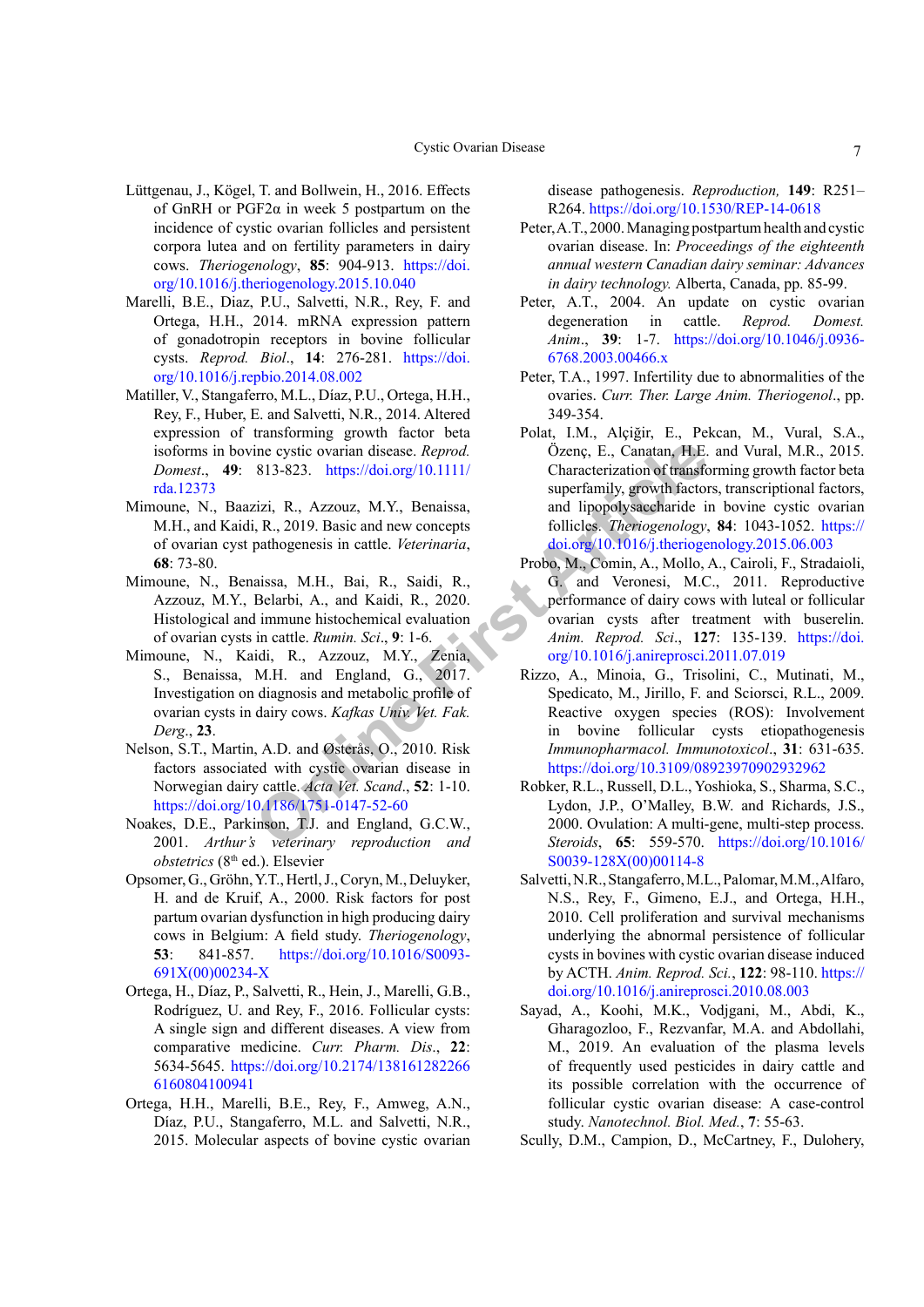Lüttgenau, J., Kögel, T. and Bollwein, H., 2016. Effects of GnRH or PGF2α in week 5 postpartum on the incidence of cystic ovarian follicles and persistent corpora lutea and on fertility parameters in dairy cows. *Theriogenology*, **85**: 904-913. https://doi.org/10.1016/j.theriogenology.2015.10.040

Marelli, B.E., Diaz, P.U., Salvetti, N.R., Rey, F. and Ortega, H.H., 2014. mRNA expression pattern of gonadotropin receptors in bovine follicular cysts. *Reprod. Biol*., **14**: 276-281. https://doi.org/10.1016/j.repbio.2014.08.002

Matiller, V., Stangaferro, M.L., Díaz, P.U., Ortega, H.H., Rey, F., Huber, E. and Salvetti, N.R., 2014. Altered expression of transforming growth factor beta isoforms in bovine cystic ovarian disease. *Reprod. Domest*., **49**: 813-823. https://doi.org/10.1111/rda.12373

Mimoune, N., Baazizi, R., Azzouz, M.Y., Benaissa, M.H., and Kaidi, R., 2019. Basic and new concepts of ovarian cyst pathogenesis in cattle. *Veterinaria*, **68**: 73-80.

Mimoune, N., Benaissa, M.H., Bai, R., Saidi, R., Azzouz, M.Y., Belarbi, A., and Kaidi, R., 2020. Histological and immune histochemical evaluation of ovarian cysts in cattle. *Rumin. Sci*., **9**: 1-6.

Mimoune, N., Kaidi, R., Azzouz, M.Y., Zenia, S., Benaissa, M.H. and England, G., 2017. Investigation on diagnosis and metabolic profile of ovarian cysts in dairy cows. *Kafkas Univ. Vet. Fak. Derg*., **23**.

Nelson, S.T., Martin, A.D. and Østerås, O., 2010. Risk factors associated with cystic ovarian disease in Norwegian dairy cattle. *Acta Vet. Scand*., **52**: 1-10. https://doi.org/10.1186/1751-0147-52-60

Noakes, D.E., Parkinson, T.J. and England, G.C.W., 2001. *Arthur's veterinary reproduction and obstetrics* (8th ed.). Elsevier

Opsomer, G., Gröhn, Y.T., Hertl, J., Coryn, M., Deluyker, H. and de Kruif, A., 2000. Risk factors for post partum ovarian dysfunction in high producing dairy cows in Belgium: A field study. *Theriogenology*, **53**: 841-857. https://doi.org/10.1016/S0093-691X(00)00234-X

Ortega, H., Díaz, P., Salvetti, R., Hein, J., Marelli, G.B., Rodríguez, U. and Rey, F., 2016. Follicular cysts: A single sign and different diseases. A view from comparative medicine. *Curr. Pharm. Dis*., **22**: 5634-5645. https://doi.org/10.2174/1381612822666160804100941

Ortega, H.H., Marelli, B.E., Rey, F., Amweg, A.N., Díaz, P.U., Stangaferro, M.L. and Salvetti, N.R., 2015. Molecular aspects of bovine cystic ovarian disease pathogenesis. *Reproduction*, **149**: R251–R264. https://doi.org/10.1530/REP-14-0618

Peter, A.T., 2000. Managing postpartum health and cystic ovarian disease. In: *Proceedings of the eighteenth annual western Canadian dairy seminar: Advances in dairy technology.* Alberta, Canada, pp. 85-99.

Peter, A.T., 2004. An update on cystic ovarian degeneration in cattle. *Reprod. Domest. Anim*., **39**: 1-7. https://doi.org/10.1046/j.0936-6768.2003.00466.x

Peter, T.A., 1997. Infertility due to abnormalities of the ovaries. *Curr. Ther. Large Anim. Theriogenol*., pp. 349-354.

Polat, I.M., Alçiğir, E., Pekcan, M., Vural, S.A., Özenç, E., Canatan, H.E. and Vural, M.R., 2015. Characterization of transforming growth factor beta superfamily, growth factors, transcriptional factors, and lipopolysaccharide in bovine cystic ovarian follicles. *Theriogenology*, **84**: 1043-1052. https://doi.org/10.1016/j.theriogenology.2015.06.003

Probo, M., Comin, A., Mollo, A., Cairoli, F., Stradaioli, G. and Veronesi, M.C., 2011. Reproductive performance of dairy cows with luteal or follicular ovarian cysts after treatment with buserelin. *Anim. Reprod. Sci*., **127**: 135-139. https://doi.org/10.1016/j.anireprosci.2011.07.019

Rizzo, A., Minoia, G., Trisolini, C., Mutinati, M., Spedicato, M., Jirillo, F. and Sciorsci, R.L., 2009. Reactive oxygen species (ROS): Involvement in bovine follicular cysts etiopathogenesis *Immunopharmacol. Immunotoxicol*., **31**: 631-635. https://doi.org/10.3109/08923970902932962

Robker, R.L., Russell, D.L., Yoshioka, S., Sharma, S.C., Lydon, J.P., O'Malley, B.W. and Richards, J.S., 2000. Ovulation: A multi-gene, multi-step process. *Steroids*, **65**: 559-570. https://doi.org/10.1016/S0039-128X(00)00114-8

Salvetti, N.R., Stangaferro, M.L., Palomar, M.M., Alfaro, N.S., Rey, F., Gimeno, E.J., and Ortega, H.H., 2010. Cell proliferation and survival mechanisms underlying the abnormal persistence of follicular cysts in bovines with cystic ovarian disease induced by ACTH. *Anim. Reprod. Sci.*, **122**: 98-110. https://doi.org/10.1016/j.anireprosci.2010.08.003

Sayad, A., Koohi, M.K., Vodjgani, M., Abdi, K., Gharagozloo, F., Rezvanfar, M.A. and Abdollahi, M., 2019. An evaluation of the plasma levels of frequently used pesticides in dairy cattle and its possible correlation with the occurrence of follicular cystic ovarian disease: A case-control study. *Nanotechnol. Biol. Med.*, **7**: 55-63.

Scully, D.M., Campion, D., McCartney, F., Dulohery,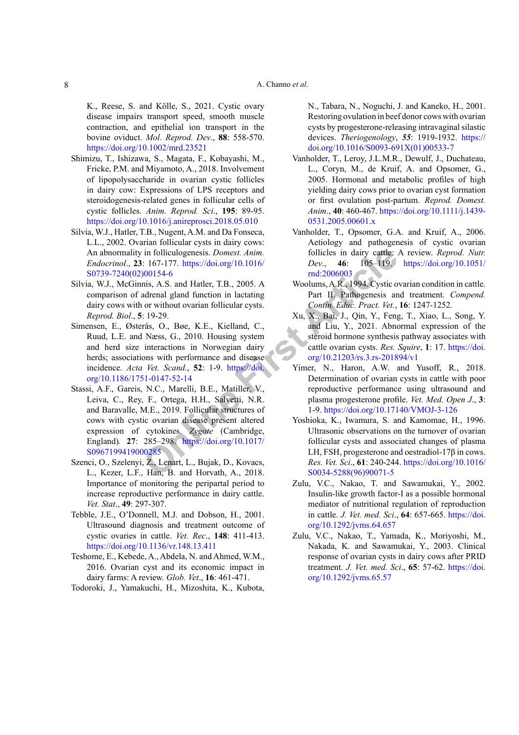K., Reese, S. and Kölle, S., 2021. Cystic ovary disease impairs transport speed, smooth muscle contraction, and epithelial ion transport in the bovine oviduct. *Mol. Reprod. Dev*., **88**: 558-570. https://doi.org/10.1002/mrd.23521

Shimizu, T., Ishizawa, S., Magata, F., Kobayashi, M., Fricke, P.M. and Miyamoto, A., 2018. Involvement of lipopolysaccharide in ovarian cystic follicles in dairy cow: Expressions of LPS receptors and steroidogenesis-related genes in follicular cells of cystic follicles. *Anim. Reprod. Sci*., **195**: 89-95. https://doi.org/10.1016/j.anireprosci.2018.05.010

Silvia, W.J., Hatler, T.B., Nugent, A.M. and Da Fonseca, L.L., 2002. Ovarian follicular cysts in dairy cows: An abnormality in folliculogenesis. *Domest. Anim. Endocrinol*., **23**: 167-177. https://doi.org/10.1016/S0739-7240(02)00154-6

Silvia, W.J., McGinnis, A.S. and Hatler, T.B., 2005. A comparison of adrenal gland function in lactating dairy cows with or without ovarian follicular cysts. *Reprod. Biol*., **5**: 19-29.

Simensen, E., Østerås, O., Bøe, K.E., Kielland, C., Ruud, L.E. and Næss, G., 2010. Housing system and herd size interactions in Norwegian dairy herds; associations with performance and disease incidence. *Acta Vet. Scand*., **52**: 1-9. https://doi.org/10.1186/1751-0147-52-14

Stassi, A.F., Gareis, N.C., Marelli, B.E., Matiller, V., Leiva, C., Rey, F., Ortega, H.H., Salvetti, N.R. and Baravalle, M.E., 2019. Follicular structures of cows with cystic ovarian disease present altered expression of cytokines. *Zygote* (Cambridge, England). **27**: 285–298. https://doi.org/10.1017/S0967199419000285

Szenci, O., Szelenyi, Z., Lenart, L., Bujak, D., Kovacs, L., Kezer, L.F., Han, B. and Horvath, A., 2018. Importance of monitoring the peripartal period to increase reproductive performance in dairy cattle. *Vet. Stat*., **49**: 297-307.

Tebble, J.E., O'Donnell, M.J. and Dobson, H., 2001. Ultrasound diagnosis and treatment outcome of cystic ovaries in cattle. *Vet. Rec*., **148**: 411-413. https://doi.org/10.1136/vr.148.13.411

Teshome, E., Kebede, A., Abdela, N. and Ahmed, W.M., 2016. Ovarian cyst and its economic impact in dairy farms: A review. *Glob. Vet*., **16**: 461-471.

Todoroki, J., Yamakuchi, H., Mizoshita, K., Kubota, N., Tabara, N., Noguchi, J. and Kaneko, H., 2001. Restoring ovulation in beef donor cows with ovarian cysts by progesterone-releasing intravaginal silastic devices. *Theriogenology*, **55**: 1919-1932. https://doi.org/10.1016/S0093-691X(01)00533-7

Vanholder, T., Leroy, J.L.M.R., Dewulf, J., Duchateau, L., Coryn, M., de Kruif, A. and Opsomer, G., 2005. Hormonal and metabolic profiles of high yielding dairy cows prior to ovarian cyst formation or first ovulation post-partum. *Reprod. Domest. Anim*., **40**: 460-467. https://doi.org/10.1111/j.1439-0531.2005.00601.x

Vanholder, T., Opsomer, G.A. and Kruif, A., 2006. Aetiology and pathogenesis of cystic ovarian follicles in dairy cattle: A review. *Reprod. Nutr. Dev*., **46**: 105–119. https://doi.org/10.1051/rnd:2006003

Woolums, A.R., 1994. Cystic ovarian condition in cattle. Part II. Pathogenesis and treatment. *Compend. Contin. Educ. Pract. Vet.*, **16**: 1247-1252.

Xu, X., Bai, J., Qin, Y., Feng, T., Xiao, L., Song, Y. and Liu, Y., 2021. Abnormal expression of the steroid hormone synthesis pathway associates with cattle ovarian cysts. *Res. Squire*, **1**: 17. https://doi.org/10.21203/rs.3.rs-201894/v1

Yimer, N., Haron, A.W. and Yusoff, R., 2018. Determination of ovarian cysts in cattle with poor reproductive performance using ultrasound and plasma progesterone profile. *Vet. Med. Open J*., **3**: 1-9. https://doi.org/10.17140/VMOJ-3-126

Yoshioka, K., Iwamura, S. and Kamomae, H., 1996. Ultrasonic observations on the turnover of ovarian follicular cysts and associated changes of plasma LH, FSH, progesterone and oestradiol-17β in cows. *Res. Vet. Sci*., **61**: 240-244. https://doi.org/10.1016/S0034-5288(96)90071-5

Zulu, V.C., Nakao, T. and Sawamukai, Y., 2002. Insulin-like growth factor-I as a possible hormonal mediator of nutritional regulation of reproduction in cattle. *J. Vet. med. Sci*., **64**: 657-665. https://doi.org/10.1292/jvms.64.657

Zulu, V.C., Nakao, T., Yamada, K., Moriyoshi, M., Nakada, K. and Sawamukai, Y., 2003. Clinical response of ovarian cysts in dairy cows after PRID treatment. *J. Vet. med. Sci*., **65**: 57-62. https://doi.org/10.1292/jvms.65.57